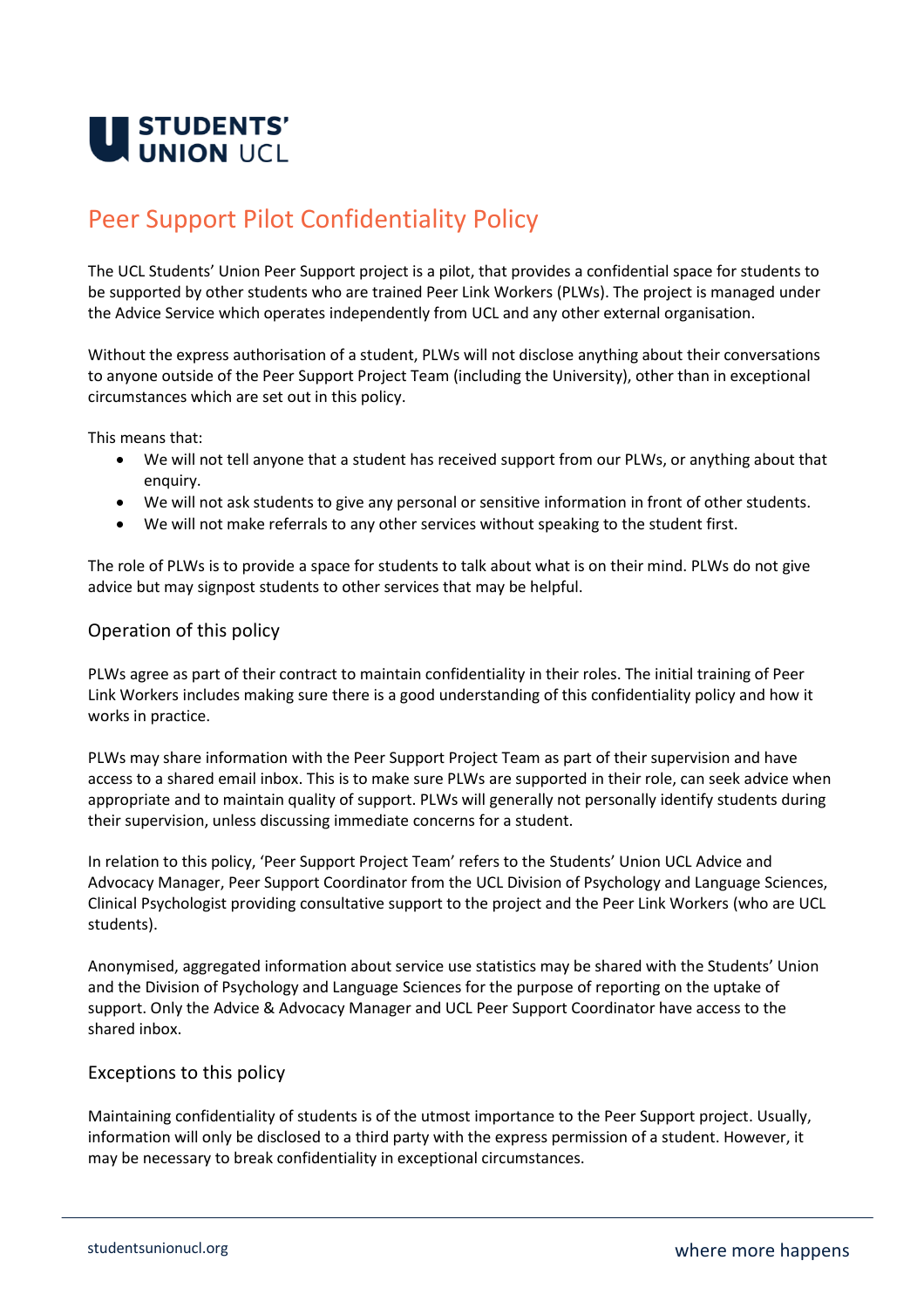STUDENTS' UNION UCL

# Peer Support Pilot Confidentiality Policy

The UCL Students' Union Peer Support project is a pilot, that provides a confidential space for students to be supported by other students who are trained Peer Link Workers (PLWs). The project is managed under the Advice Service which operates independently from UCL and any other external organisation.

Without the express authorisation of a student, PLWs will not disclose anything about their conversations to anyone outside of the Peer Support Project Team (including the University), other than in exceptional circumstances which are set out in this policy.

This means that:

- We will not tell anyone that a student has received support from our PLWs, or anything about that enquiry.
- We will not ask students to give any personal or sensitive information in front of other students.
- We will not make referrals to any other services without speaking to the student first.

The role of PLWs is to provide a space for students to talk about what is on their mind. PLWs do not give advice but may signpost students to other services that may be helpful.

## Operation of this policy

PLWs agree as part of their contract to maintain confidentiality in their roles. The initial training of Peer Link Workers includes making sure there is a good understanding of this confidentiality policy and how it works in practice.

PLWs may share information with the Peer Support Project Team as part of their supervision and have access to a shared email inbox. This is to make sure PLWs are supported in their role, can seek advice when appropriate and to maintain quality of support. PLWs will generally not personally identify students during their supervision, unless discussing immediate concerns for a student.

In relation to this policy, 'Peer Support Project Team' refers to the Students' Union UCL Advice and Advocacy Manager, Peer Support Coordinator from the UCL Division of Psychology and Language Sciences, Clinical Psychologist providing consultative support to the project and the Peer Link Workers (who are UCL students).

Anonymised, aggregated information about service use statistics may be shared with the Students' Union and the Division of Psychology and Language Sciences for the purpose of reporting on the uptake of support. Only the Advice & Advocacy Manager and UCL Peer Support Coordinator have access to the shared inbox.

## Exceptions to this policy

Maintaining confidentiality of students is of the utmost importance to the Peer Support project. Usually, information will only be disclosed to a third party with the express permission of a student. However, it may be necessary to break confidentiality in exceptional circumstances.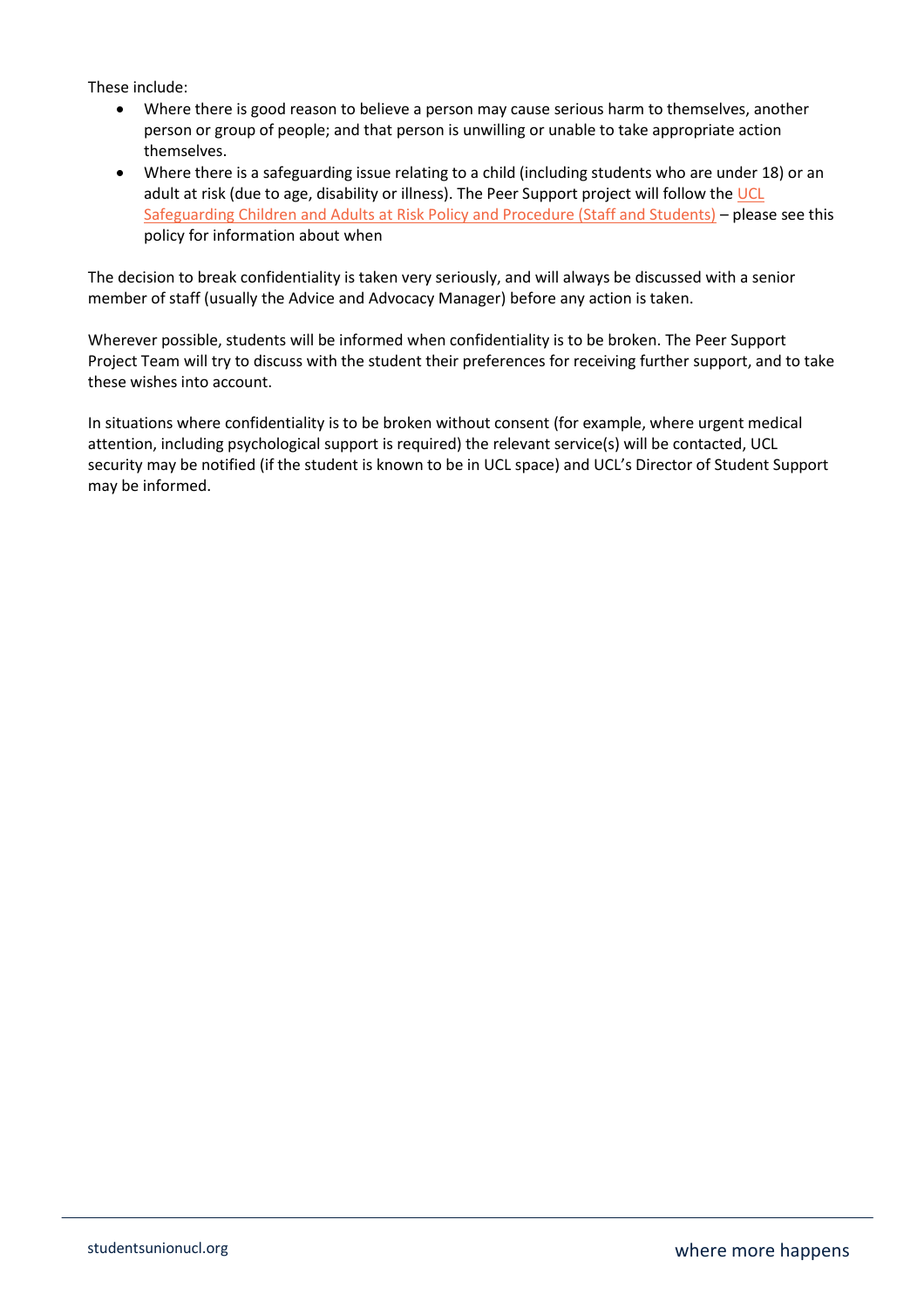These include:

- Where there is good reason to believe a person may cause serious harm to themselves, another person or group of people; and that person is unwilling or unable to take appropriate action themselves.
- Where there is a safeguarding issue relating to a child (including students who are under 18) or an adult at risk (due to age, disability or illness). The Peer Support project will follow the UCL Safeguarding Children and Adults at Risk Policy and Procedure (Staff and Students) – please see this policy for information about when

The decision to break confidentiality is taken very seriously, and will always be discussed with a senior member of staff (usually the Advice and Advocacy Manager) before any action is taken.

Wherever possible, students will be informed when confidentiality is to be broken. The Peer Support Project Team will try to discuss with the student their preferences for receiving further support, and to take these wishes into account.

In situations where confidentiality is to be broken without consent (for example, where urgent medical attention, including psychological support is required) the relevant service(s) will be contacted, UCL security may be notified (if the student is known to be in UCL space) and UCL's Director of Student Support may be informed.